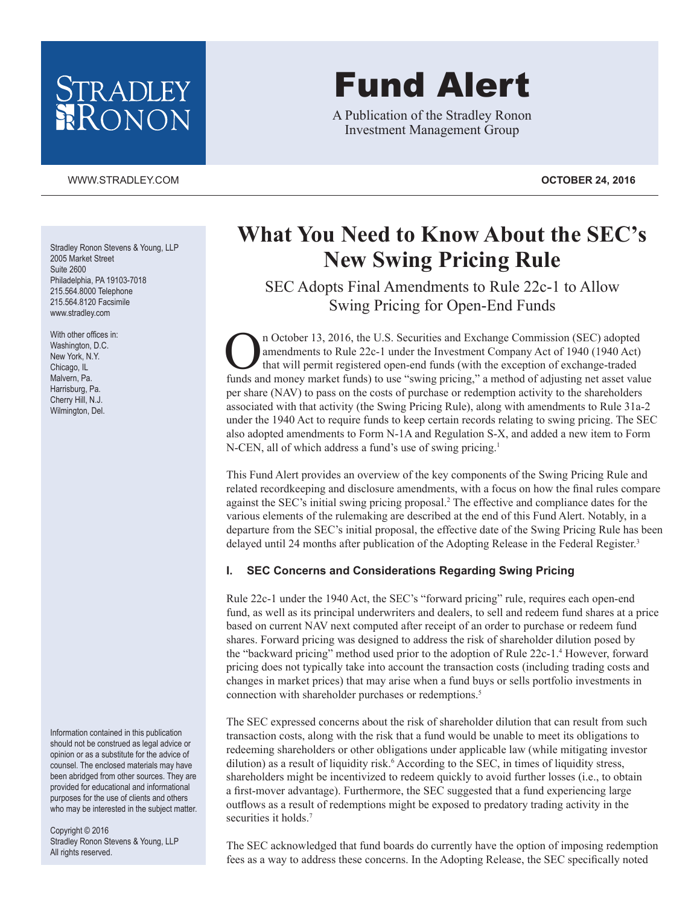# Fund Alert

A Publication of the Stradley Ronon Investment Management Group

WWW.STRADLEY.COM

**OCTOBER 24, 2016**

Stradley Ronon Stevens & Young, LLP
2005 Market Street
Suite 2600
Philadelphia, PA 19103-7018
215.564.8000 Telephone
215.564.8120 Facsimile
www.stradley.com

With other offices in:
Washington, D.C.
New York, N.Y.
Chicago, IL
Malvern, Pa.
Harrisburg, Pa.
Cherry Hill, N.J.
Wilmington, Del.

Information contained in this publication should not be construed as legal advice or opinion or as a substitute for the advice of counsel. The enclosed materials may have been abridged from other sources. They are provided for educational and informational purposes for the use of clients and others who may be interested in the subject matter.

Copyright © 2016
Stradley Ronon Stevens & Young, LLP
All rights reserved.

# What You Need to Know About the SEC's New Swing Pricing Rule

## SEC Adopts Final Amendments to Rule 22c-1 to Allow Swing Pricing for Open-End Funds

On October 13, 2016, the U.S. Securities and Exchange Commission (SEC) adopted amendments to Rule 22c-1 under the Investment Company Act of 1940 (1940 Act) that will permit registered open-end funds (with the exception of exchange-traded funds and money market funds) to use "swing pricing," a method of adjusting net asset value per share (NAV) to pass on the costs of purchase or redemption activity to the shareholders associated with that activity (the Swing Pricing Rule), along with amendments to Rule 31a-2 under the 1940 Act to require funds to keep certain records relating to swing pricing. The SEC also adopted amendments to Form N-1A and Regulation S-X, and added a new item to Form N-CEN, all of which address a fund's use of swing pricing.[1]

This Fund Alert provides an overview of the key components of the Swing Pricing Rule and related recordkeeping and disclosure amendments, with a focus on how the final rules compare against the SEC's initial swing pricing proposal.[2] The effective and compliance dates for the various elements of the rulemaking are described at the end of this Fund Alert. Notably, in a departure from the SEC's initial proposal, the effective date of the Swing Pricing Rule has been delayed until 24 months after publication of the Adopting Release in the Federal Register.[3]

### I. SEC Concerns and Considerations Regarding Swing Pricing

Rule 22c-1 under the 1940 Act, the SEC's "forward pricing" rule, requires each open-end fund, as well as its principal underwriters and dealers, to sell and redeem fund shares at a price based on current NAV next computed after receipt of an order to purchase or redeem fund shares. Forward pricing was designed to address the risk of shareholder dilution posed by the "backward pricing" method used prior to the adoption of Rule 22c-1.[4] However, forward pricing does not typically take into account the transaction costs (including trading costs and changes in market prices) that may arise when a fund buys or sells portfolio investments in connection with shareholder purchases or redemptions.[5]

The SEC expressed concerns about the risk of shareholder dilution that can result from such transaction costs, along with the risk that a fund would be unable to meet its obligations to redeeming shareholders or other obligations under applicable law (while mitigating investor dilution) as a result of liquidity risk.[6] According to the SEC, in times of liquidity stress, shareholders might be incentivized to redeem quickly to avoid further losses (i.e., to obtain a first-mover advantage). Furthermore, the SEC suggested that a fund experiencing large outflows as a result of redemptions might be exposed to predatory trading activity in the securities it holds.[7]

The SEC acknowledged that fund boards do currently have the option of imposing redemption fees as a way to address these concerns. In the Adopting Release, the SEC specifically noted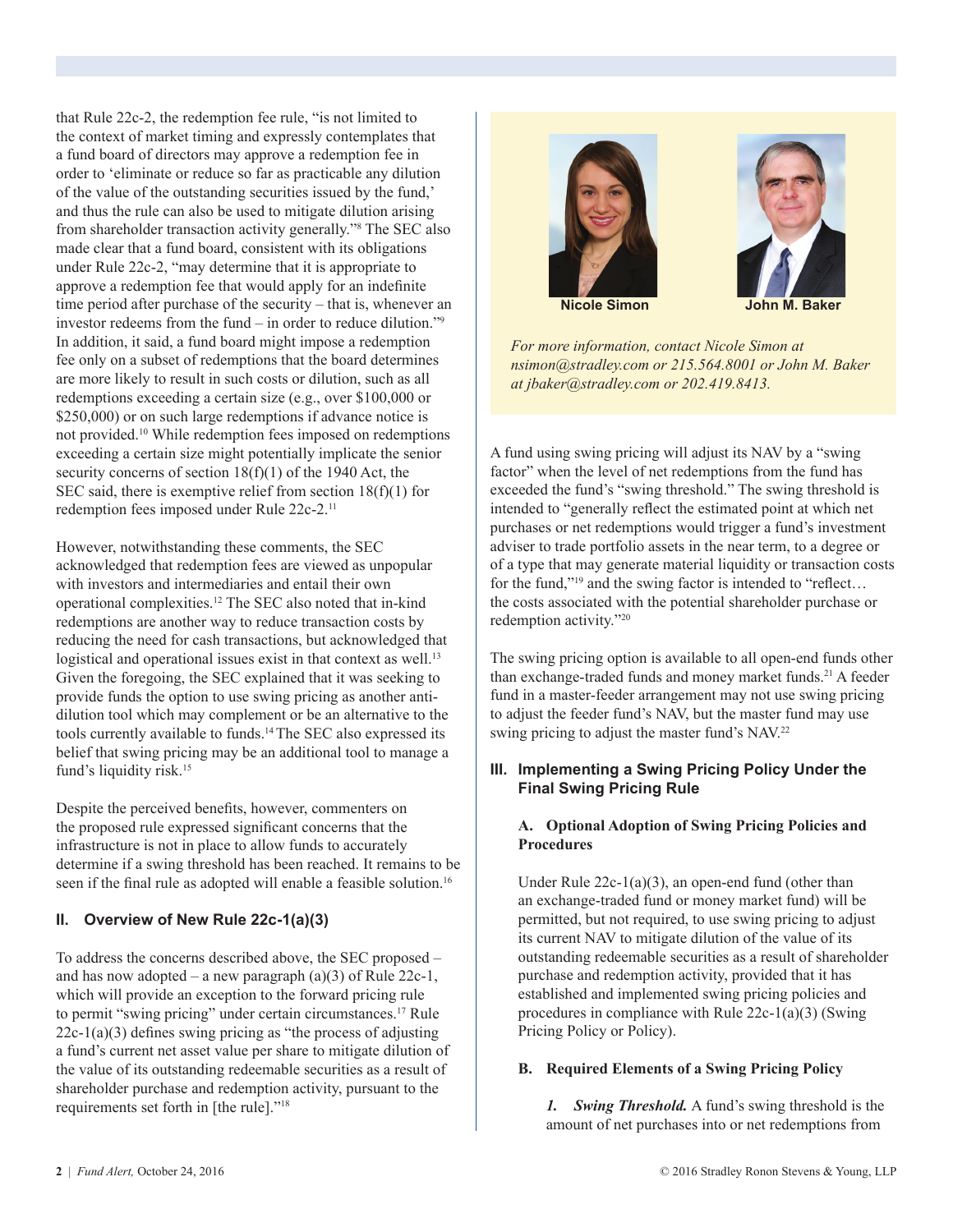that Rule 22c-2, the redemption fee rule, "is not limited to the context of market timing and expressly contemplates that a fund board of directors may approve a redemption fee in order to 'eliminate or reduce so far as practicable any dilution of the value of the outstanding securities issued by the fund,' and thus the rule can also be used to mitigate dilution arising from shareholder transaction activity generally."[8] The SEC also made clear that a fund board, consistent with its obligations under Rule 22c-2, "may determine that it is appropriate to approve a redemption fee that would apply for an indefinite time period after purchase of the security – that is, whenever an investor redeems from the fund – in order to reduce dilution."[9] In addition, it said, a fund board might impose a redemption fee only on a subset of redemptions that the board determines are more likely to result in such costs or dilution, such as all redemptions exceeding a certain size (e.g., over $100,000 or $250,000) or on such large redemptions if advance notice is not provided.[10] While redemption fees imposed on redemptions exceeding a certain size might potentially implicate the senior security concerns of section 18(f)(1) of the 1940 Act, the SEC said, there is exemptive relief from section 18(f)(1) for redemption fees imposed under Rule 22c-2.[11]

However, notwithstanding these comments, the SEC acknowledged that redemption fees are viewed as unpopular with investors and intermediaries and entail their own operational complexities.[12] The SEC also noted that in-kind redemptions are another way to reduce transaction costs by reducing the need for cash transactions, but acknowledged that logistical and operational issues exist in that context as well.[13] Given the foregoing, the SEC explained that it was seeking to provide funds the option to use swing pricing as another anti-dilution tool which may complement or be an alternative to the tools currently available to funds.[14] The SEC also expressed its belief that swing pricing may be an additional tool to manage a fund's liquidity risk.[15]

Despite the perceived benefits, however, commenters on the proposed rule expressed significant concerns that the infrastructure is not in place to allow funds to accurately determine if a swing threshold has been reached. It remains to be seen if the final rule as adopted will enable a feasible solution.[16]

## II. Overview of New Rule 22c-1(a)(3)

To address the concerns described above, the SEC proposed – and has now adopted – a new paragraph (a)(3) of Rule 22c-1, which will provide an exception to the forward pricing rule to permit "swing pricing" under certain circumstances.[17] Rule 22c-1(a)(3) defines swing pricing as "the process of adjusting a fund's current net asset value per share to mitigate dilution of the value of its outstanding redeemable securities as a result of shareholder purchase and redemption activity, pursuant to the requirements set forth in [the rule]."[18]

**Nicole Simon** **John M. Baker**

*For more information, contact Nicole Simon at nsimon@stradley.com or 215.564.8001 or John M. Baker at jbaker@stradley.com or 202.419.8413.*

A fund using swing pricing will adjust its NAV by a "swing factor" when the level of net redemptions from the fund has exceeded the fund's "swing threshold." The swing threshold is intended to "generally reflect the estimated point at which net purchases or net redemptions would trigger a fund's investment adviser to trade portfolio assets in the near term, to a degree or of a type that may generate material liquidity or transaction costs for the fund,"[19] and the swing factor is intended to "reflect… the costs associated with the potential shareholder purchase or redemption activity."[20]

The swing pricing option is available to all open-end funds other than exchange-traded funds and money market funds.[21] A feeder fund in a master-feeder arrangement may not use swing pricing to adjust the feeder fund's NAV, but the master fund may use swing pricing to adjust the master fund's NAV.[22]

## III. Implementing a Swing Pricing Policy Under the Final Swing Pricing Rule

### A. Optional Adoption of Swing Pricing Policies and Procedures

Under Rule 22c-1(a)(3), an open-end fund (other than an exchange-traded fund or money market fund) will be permitted, but not required, to use swing pricing to adjust its current NAV to mitigate dilution of the value of its outstanding redeemable securities as a result of shareholder purchase and redemption activity, provided that it has established and implemented swing pricing policies and procedures in compliance with Rule 22c-1(a)(3) (Swing Pricing Policy or Policy).

### B. Required Elements of a Swing Pricing Policy

***1. Swing Threshold.*** A fund's swing threshold is the amount of net purchases into or net redemptions from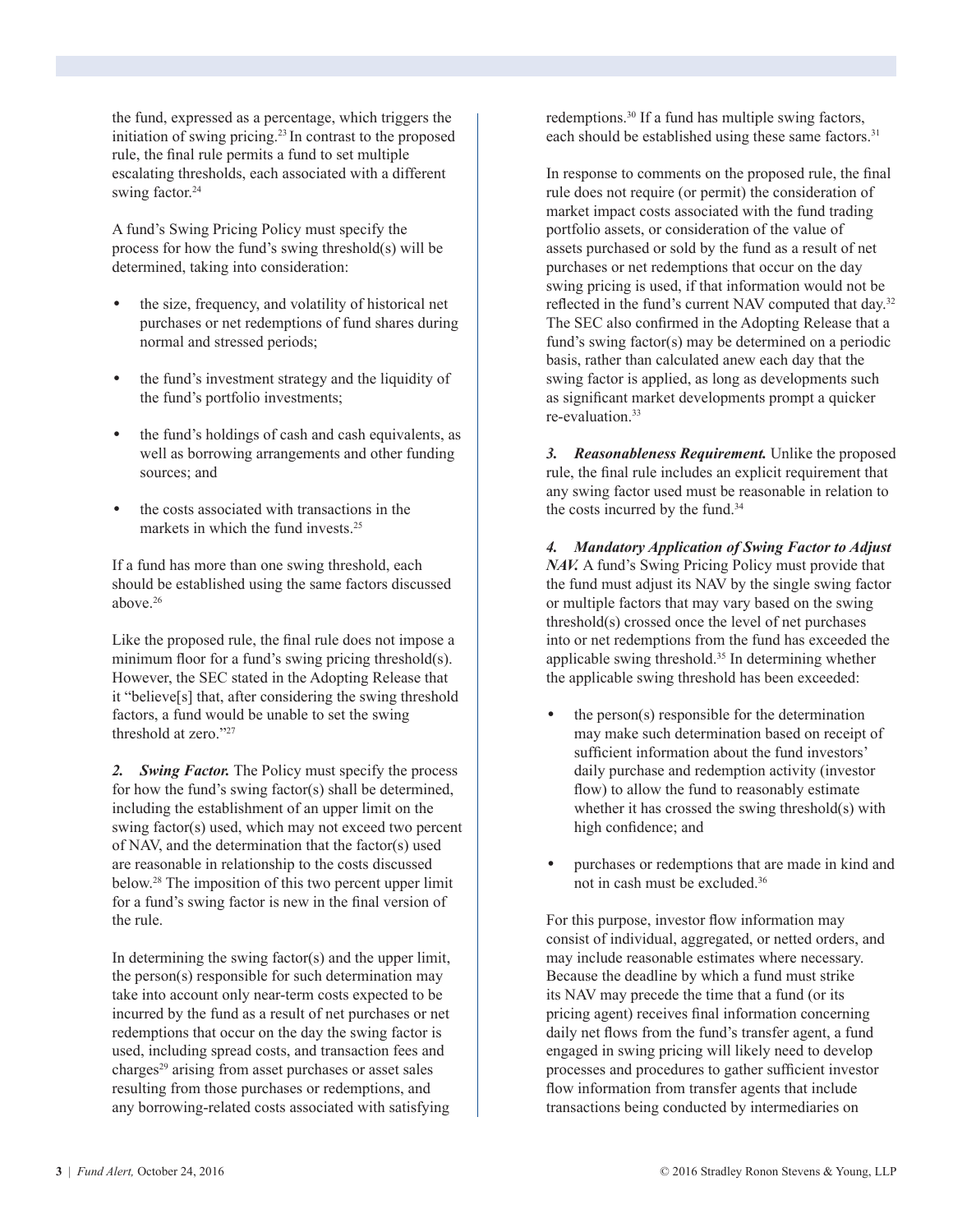the fund, expressed as a percentage, which triggers the initiation of swing pricing.[23] In contrast to the proposed rule, the final rule permits a fund to set multiple escalating thresholds, each associated with a different swing factor.[24]

A fund's Swing Pricing Policy must specify the process for how the fund's swing threshold(s) will be determined, taking into consideration:

- the size, frequency, and volatility of historical net purchases or net redemptions of fund shares during normal and stressed periods;
- the fund's investment strategy and the liquidity of the fund's portfolio investments;
- the fund's holdings of cash and cash equivalents, as well as borrowing arrangements and other funding sources; and
- the costs associated with transactions in the markets in which the fund invests.[25]

If a fund has more than one swing threshold, each should be established using the same factors discussed above.[26]

Like the proposed rule, the final rule does not impose a minimum floor for a fund's swing pricing threshold(s). However, the SEC stated in the Adopting Release that it "believe[s] that, after considering the swing threshold factors, a fund would be unable to set the swing threshold at zero."[27]

***2. Swing Factor.*** The Policy must specify the process for how the fund's swing factor(s) shall be determined, including the establishment of an upper limit on the swing factor(s) used, which may not exceed two percent of NAV, and the determination that the factor(s) used are reasonable in relationship to the costs discussed below.[28] The imposition of this two percent upper limit for a fund's swing factor is new in the final version of the rule.

In determining the swing factor(s) and the upper limit, the person(s) responsible for such determination may take into account only near-term costs expected to be incurred by the fund as a result of net purchases or net redemptions that occur on the day the swing factor is used, including spread costs, and transaction fees and charges[29] arising from asset purchases or asset sales resulting from those purchases or redemptions, and any borrowing-related costs associated with satisfying redemptions.[30] If a fund has multiple swing factors, each should be established using these same factors.[31]

In response to comments on the proposed rule, the final rule does not require (or permit) the consideration of market impact costs associated with the fund trading portfolio assets, or consideration of the value of assets purchased or sold by the fund as a result of net purchases or net redemptions that occur on the day swing pricing is used, if that information would not be reflected in the fund's current NAV computed that day.[32] The SEC also confirmed in the Adopting Release that a fund's swing factor(s) may be determined on a periodic basis, rather than calculated anew each day that the swing factor is applied, as long as developments such as significant market developments prompt a quicker re-evaluation.[33]

***3. Reasonableness Requirement.*** Unlike the proposed rule, the final rule includes an explicit requirement that any swing factor used must be reasonable in relation to the costs incurred by the fund.[34]

***4. Mandatory Application of Swing Factor to Adjust NAV.*** A fund's Swing Pricing Policy must provide that the fund must adjust its NAV by the single swing factor or multiple factors that may vary based on the swing threshold(s) crossed once the level of net purchases into or net redemptions from the fund has exceeded the applicable swing threshold.[35] In determining whether the applicable swing threshold has been exceeded:

- the person(s) responsible for the determination may make such determination based on receipt of sufficient information about the fund investors' daily purchase and redemption activity (investor flow) to allow the fund to reasonably estimate whether it has crossed the swing threshold(s) with high confidence; and
- purchases or redemptions that are made in kind and not in cash must be excluded.[36]

For this purpose, investor flow information may consist of individual, aggregated, or netted orders, and may include reasonable estimates where necessary. Because the deadline by which a fund must strike its NAV may precede the time that a fund (or its pricing agent) receives final information concerning daily net flows from the fund's transfer agent, a fund engaged in swing pricing will likely need to develop processes and procedures to gather sufficient investor flow information from transfer agents that include transactions being conducted by intermediaries on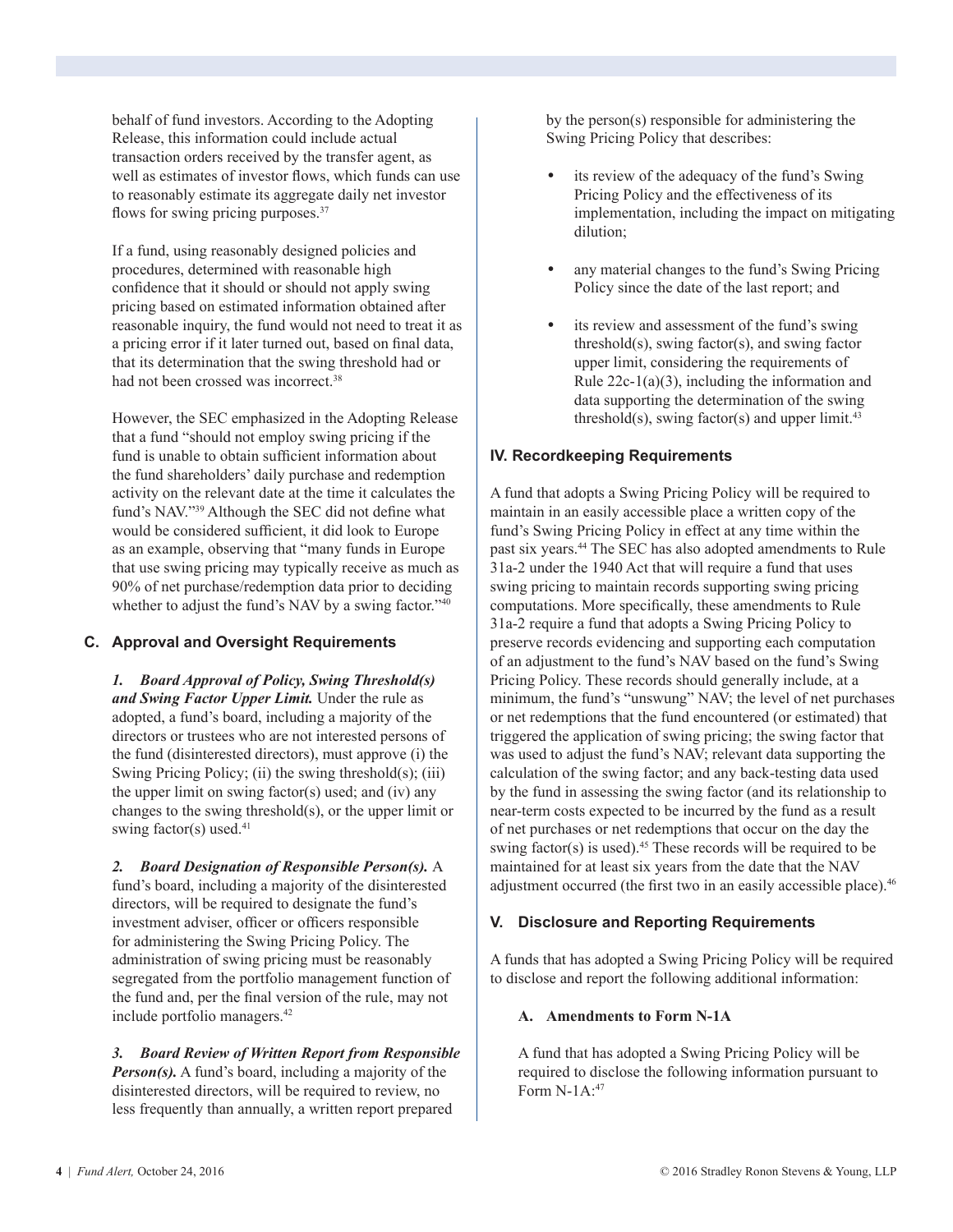behalf of fund investors. According to the Adopting Release, this information could include actual transaction orders received by the transfer agent, as well as estimates of investor flows, which funds can use to reasonably estimate its aggregate daily net investor flows for swing pricing purposes.[37]

If a fund, using reasonably designed policies and procedures, determined with reasonable high confidence that it should or should not apply swing pricing based on estimated information obtained after reasonable inquiry, the fund would not need to treat it as a pricing error if it later turned out, based on final data, that its determination that the swing threshold had or had not been crossed was incorrect.[38]

However, the SEC emphasized in the Adopting Release that a fund "should not employ swing pricing if the fund is unable to obtain sufficient information about the fund shareholders' daily purchase and redemption activity on the relevant date at the time it calculates the fund's NAV."[39] Although the SEC did not define what would be considered sufficient, it did look to Europe as an example, observing that "many funds in Europe that use swing pricing may typically receive as much as 90% of net purchase/redemption data prior to deciding whether to adjust the fund's NAV by a swing factor."[40]

### C. Approval and Oversight Requirements

***1. Board Approval of Policy, Swing Threshold(s) and Swing Factor Upper Limit.*** Under the rule as adopted, a fund's board, including a majority of the directors or trustees who are not interested persons of the fund (disinterested directors), must approve (i) the Swing Pricing Policy; (ii) the swing threshold(s); (iii) the upper limit on swing factor(s) used; and (iv) any changes to the swing threshold(s), or the upper limit or swing factor(s) used.[41]

***2. Board Designation of Responsible Person(s).*** A fund's board, including a majority of the disinterested directors, will be required to designate the fund's investment adviser, officer or officers responsible for administering the Swing Pricing Policy. The administration of swing pricing must be reasonably segregated from the portfolio management function of the fund and, per the final version of the rule, may not include portfolio managers.[42]

***3. Board Review of Written Report from Responsible Person(s).*** A fund's board, including a majority of the disinterested directors, will be required to review, no less frequently than annually, a written report prepared by the person(s) responsible for administering the Swing Pricing Policy that describes:

- its review of the adequacy of the fund's Swing Pricing Policy and the effectiveness of its implementation, including the impact on mitigating dilution;
- any material changes to the fund's Swing Pricing Policy since the date of the last report; and
- its review and assessment of the fund's swing threshold(s), swing factor(s), and swing factor upper limit, considering the requirements of Rule 22c-1(a)(3), including the information and data supporting the determination of the swing threshold(s), swing factor(s) and upper limit.[43]

## IV. Recordkeeping Requirements

A fund that adopts a Swing Pricing Policy will be required to maintain in an easily accessible place a written copy of the fund's Swing Pricing Policy in effect at any time within the past six years.[44] The SEC has also adopted amendments to Rule 31a-2 under the 1940 Act that will require a fund that uses swing pricing to maintain records supporting swing pricing computations. More specifically, these amendments to Rule 31a-2 require a fund that adopts a Swing Pricing Policy to preserve records evidencing and supporting each computation of an adjustment to the fund's NAV based on the fund's Swing Pricing Policy. These records should generally include, at a minimum, the fund's "unswung" NAV; the level of net purchases or net redemptions that the fund encountered (or estimated) that triggered the application of swing pricing; the swing factor that was used to adjust the fund's NAV; relevant data supporting the calculation of the swing factor; and any back-testing data used by the fund in assessing the swing factor (and its relationship to near-term costs expected to be incurred by the fund as a result of net purchases or net redemptions that occur on the day the swing factor(s) is used).[45] These records will be required to be maintained for at least six years from the date that the NAV adjustment occurred (the first two in an easily accessible place).[46]

## V. Disclosure and Reporting Requirements

A funds that has adopted a Swing Pricing Policy will be required to disclose and report the following additional information:

### A. Amendments to Form N-1A

A fund that has adopted a Swing Pricing Policy will be required to disclose the following information pursuant to Form N-1A:[47]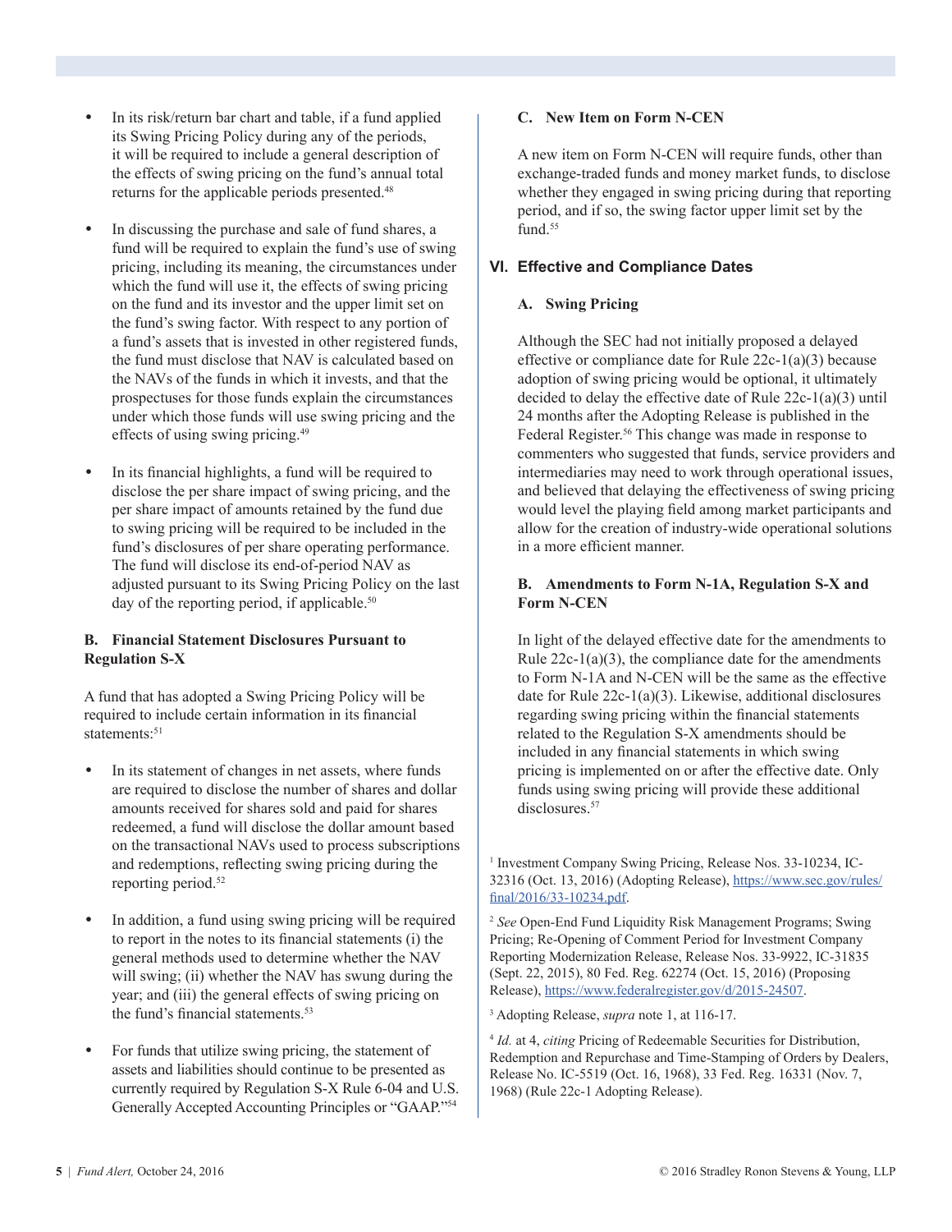- In its risk/return bar chart and table, if a fund applied its Swing Pricing Policy during any of the periods, it will be required to include a general description of the effects of swing pricing on the fund's annual total returns for the applicable periods presented.[48]

- In discussing the purchase and sale of fund shares, a fund will be required to explain the fund's use of swing pricing, including its meaning, the circumstances under which the fund will use it, the effects of swing pricing on the fund and its investor and the upper limit set on the fund's swing factor. With respect to any portion of a fund's assets that is invested in other registered funds, the fund must disclose that NAV is calculated based on the NAVs of the funds in which it invests, and that the prospectuses for those funds explain the circumstances under which those funds will use swing pricing and the effects of using swing pricing.[49]

- In its financial highlights, a fund will be required to disclose the per share impact of swing pricing, and the per share impact of amounts retained by the fund due to swing pricing will be required to be included in the fund's disclosures of per share operating performance. The fund will disclose its end-of-period NAV as adjusted pursuant to its Swing Pricing Policy on the last day of the reporting period, if applicable.[50]

### B. Financial Statement Disclosures Pursuant to Regulation S-X

A fund that has adopted a Swing Pricing Policy will be required to include certain information in its financial statements:[51]

- In its statement of changes in net assets, where funds are required to disclose the number of shares and dollar amounts received for shares sold and paid for shares redeemed, a fund will disclose the dollar amount based on the transactional NAVs used to process subscriptions and redemptions, reflecting swing pricing during the reporting period.[52]

- In addition, a fund using swing pricing will be required to report in the notes to its financial statements (i) the general methods used to determine whether the NAV will swing; (ii) whether the NAV has swung during the year; and (iii) the general effects of swing pricing on the fund's financial statements.[53]

- For funds that utilize swing pricing, the statement of assets and liabilities should continue to be presented as currently required by Regulation S-X Rule 6-04 and U.S. Generally Accepted Accounting Principles or "GAAP."[54]

### C. New Item on Form N-CEN

A new item on Form N-CEN will require funds, other than exchange-traded funds and money market funds, to disclose whether they engaged in swing pricing during that reporting period, and if so, the swing factor upper limit set by the fund.[55]

## VI. Effective and Compliance Dates

### A. Swing Pricing

Although the SEC had not initially proposed a delayed effective or compliance date for Rule 22c-1(a)(3) because adoption of swing pricing would be optional, it ultimately decided to delay the effective date of Rule 22c-1(a)(3) until 24 months after the Adopting Release is published in the Federal Register.[56] This change was made in response to commenters who suggested that funds, service providers and intermediaries may need to work through operational issues, and believed that delaying the effectiveness of swing pricing would level the playing field among market participants and allow for the creation of industry-wide operational solutions in a more efficient manner.

### B. Amendments to Form N-1A, Regulation S-X and Form N-CEN

In light of the delayed effective date for the amendments to Rule 22c-1(a)(3), the compliance date for the amendments to Form N-1A and N-CEN will be the same as the effective date for Rule 22c-1(a)(3). Likewise, additional disclosures regarding swing pricing within the financial statements related to the Regulation S-X amendments should be included in any financial statements in which swing pricing is implemented on or after the effective date. Only funds using swing pricing will provide these additional disclosures.[57]

---

[1] Investment Company Swing Pricing, Release Nos. 33-10234, IC-32316 (Oct. 13, 2016) (Adopting Release), https://www.sec.gov/rules/final/2016/33-10234.pdf.

[2] *See* Open-End Fund Liquidity Risk Management Programs; Swing Pricing; Re-Opening of Comment Period for Investment Company Reporting Modernization Release, Release Nos. 33-9922, IC-31835 (Sept. 22, 2015), 80 Fed. Reg. 62274 (Oct. 15, 2016) (Proposing Release), https://www.federalregister.gov/d/2015-24507.

[3] Adopting Release, *supra* note 1, at 116-17.

[4] *Id.* at 4, *citing* Pricing of Redeemable Securities for Distribution, Redemption and Repurchase and Time-Stamping of Orders by Dealers, Release No. IC-5519 (Oct. 16, 1968), 33 Fed. Reg. 16331 (Nov. 7, 1968) (Rule 22c-1 Adopting Release).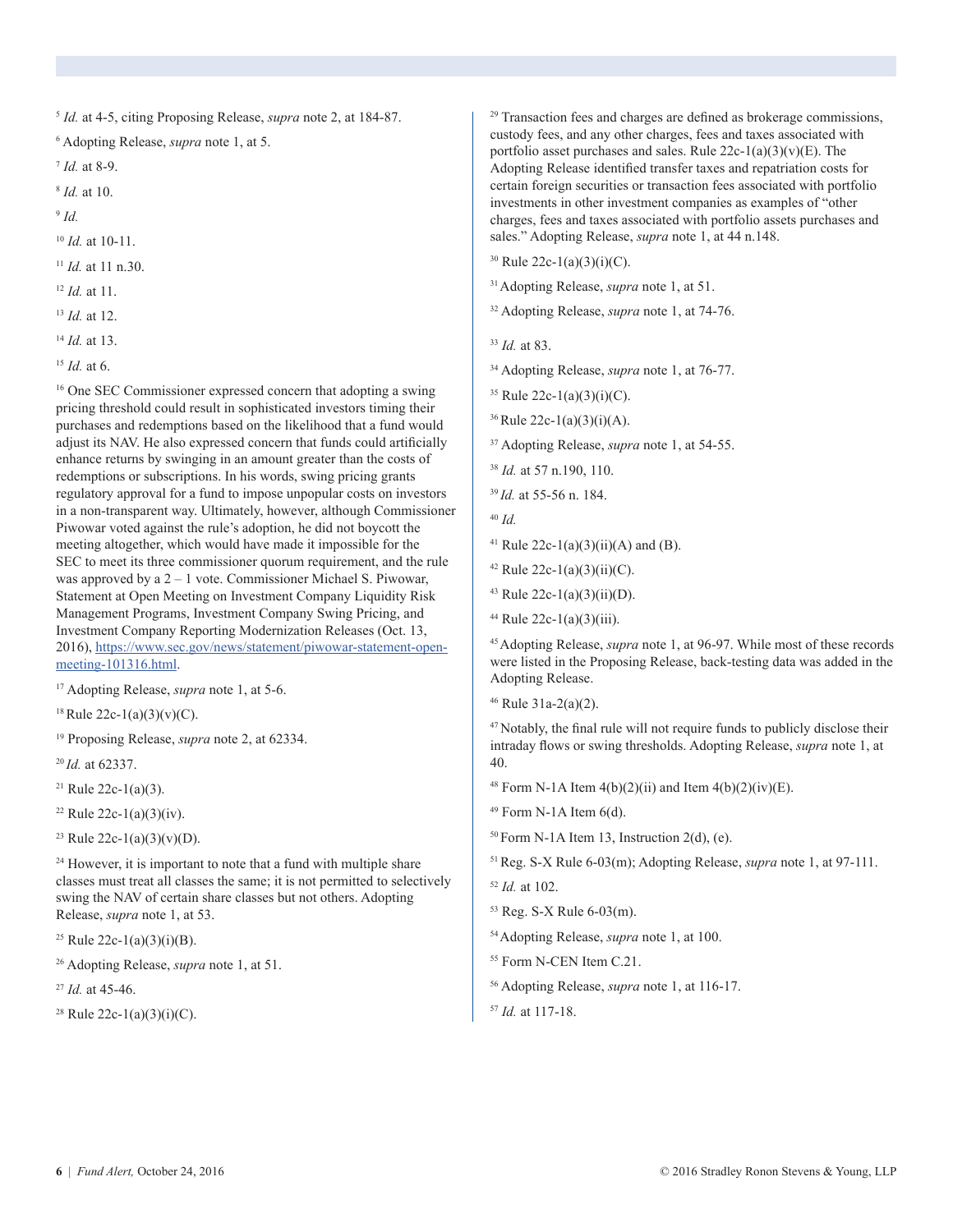[5] *Id.* at 4-5, citing Proposing Release, *supra* note 2, at 184-87.

[6] Adopting Release, *supra* note 1, at 5.

[7] *Id.* at 8-9.

[8] *Id.* at 10.

[9] *Id.*

[10] *Id.* at 10-11.

[11] *Id.* at 11 n.30.

[12] *Id.* at 11.

[13] *Id.* at 12.

[14] *Id.* at 13.

[15] *Id.* at 6.

[16] One SEC Commissioner expressed concern that adopting a swing pricing threshold could result in sophisticated investors timing their purchases and redemptions based on the likelihood that a fund would adjust its NAV. He also expressed concern that funds could artificially enhance returns by swinging in an amount greater than the costs of redemptions or subscriptions. In his words, swing pricing grants regulatory approval for a fund to impose unpopular costs on investors in a non-transparent way. Ultimately, however, although Commissioner Piwowar voted against the rule's adoption, he did not boycott the meeting altogether, which would have made it impossible for the SEC to meet its three commissioner quorum requirement, and the rule was approved by a 2 – 1 vote. Commissioner Michael S. Piwowar, Statement at Open Meeting on Investment Company Liquidity Risk Management Programs, Investment Company Swing Pricing, and Investment Company Reporting Modernization Releases (Oct. 13, 2016), https://www.sec.gov/news/statement/piwowar-statement-open-meeting-101316.html.

[17] Adopting Release, *supra* note 1, at 5-6.

[18] Rule 22c-1(a)(3)(v)(C).

[19] Proposing Release, *supra* note 2, at 62334.

[20] *Id.* at 62337.

[21] Rule 22c-1(a)(3).

[22] Rule 22c-1(a)(3)(iv).

[23] Rule 22c-1(a)(3)(v)(D).

[24] However, it is important to note that a fund with multiple share classes must treat all classes the same; it is not permitted to selectively swing the NAV of certain share classes but not others. Adopting Release, *supra* note 1, at 53.

[25] Rule 22c-1(a)(3)(i)(B).

[26] Adopting Release, *supra* note 1, at 51.

[27] *Id.* at 45-46.

[28] Rule 22c-1(a)(3)(i)(C).

[29] Transaction fees and charges are defined as brokerage commissions, custody fees, and any other charges, fees and taxes associated with portfolio asset purchases and sales. Rule 22c-1(a)(3)(v)(E). The Adopting Release identified transfer taxes and repatriation costs for certain foreign securities or transaction fees associated with portfolio investments in other investment companies as examples of "other charges, fees and taxes associated with portfolio assets purchases and sales." Adopting Release, *supra* note 1, at 44 n.148.

[30] Rule 22c-1(a)(3)(i)(C).

[31] Adopting Release, *supra* note 1, at 51.

[32] Adopting Release, *supra* note 1, at 74-76.

[33] *Id.* at 83.

[34] Adopting Release, *supra* note 1, at 76-77.

[35] Rule 22c-1(a)(3)(i)(C).

[36] Rule 22c-1(a)(3)(i)(A).

[37] Adopting Release, *supra* note 1, at 54-55.

[38] *Id.* at 57 n.190, 110.

[39] *Id.* at 55-56 n. 184.

[40] *Id.*

[41] Rule 22c-1(a)(3)(ii)(A) and (B).

[42] Rule 22c-1(a)(3)(ii)(C).

[43] Rule 22c-1(a)(3)(ii)(D).

[44] Rule 22c-1(a)(3)(iii).

[45] Adopting Release, *supra* note 1, at 96-97. While most of these records were listed in the Proposing Release, back-testing data was added in the Adopting Release.

[46] Rule 31a-2(a)(2).

[47] Notably, the final rule will not require funds to publicly disclose their intraday flows or swing thresholds. Adopting Release, *supra* note 1, at 40.

[48] Form N-1A Item 4(b)(2)(ii) and Item 4(b)(2)(iv)(E).

[49] Form N-1A Item 6(d).

[50] Form N-1A Item 13, Instruction 2(d), (e).

[51] Reg. S-X Rule 6-03(m); Adopting Release, *supra* note 1, at 97-111.

[52] *Id.* at 102.

[53] Reg. S-X Rule 6-03(m).

[54] Adopting Release, *supra* note 1, at 100.

[55] Form N-CEN Item C.21.

[56] Adopting Release, *supra* note 1, at 116-17.

[57] *Id.* at 117-18.